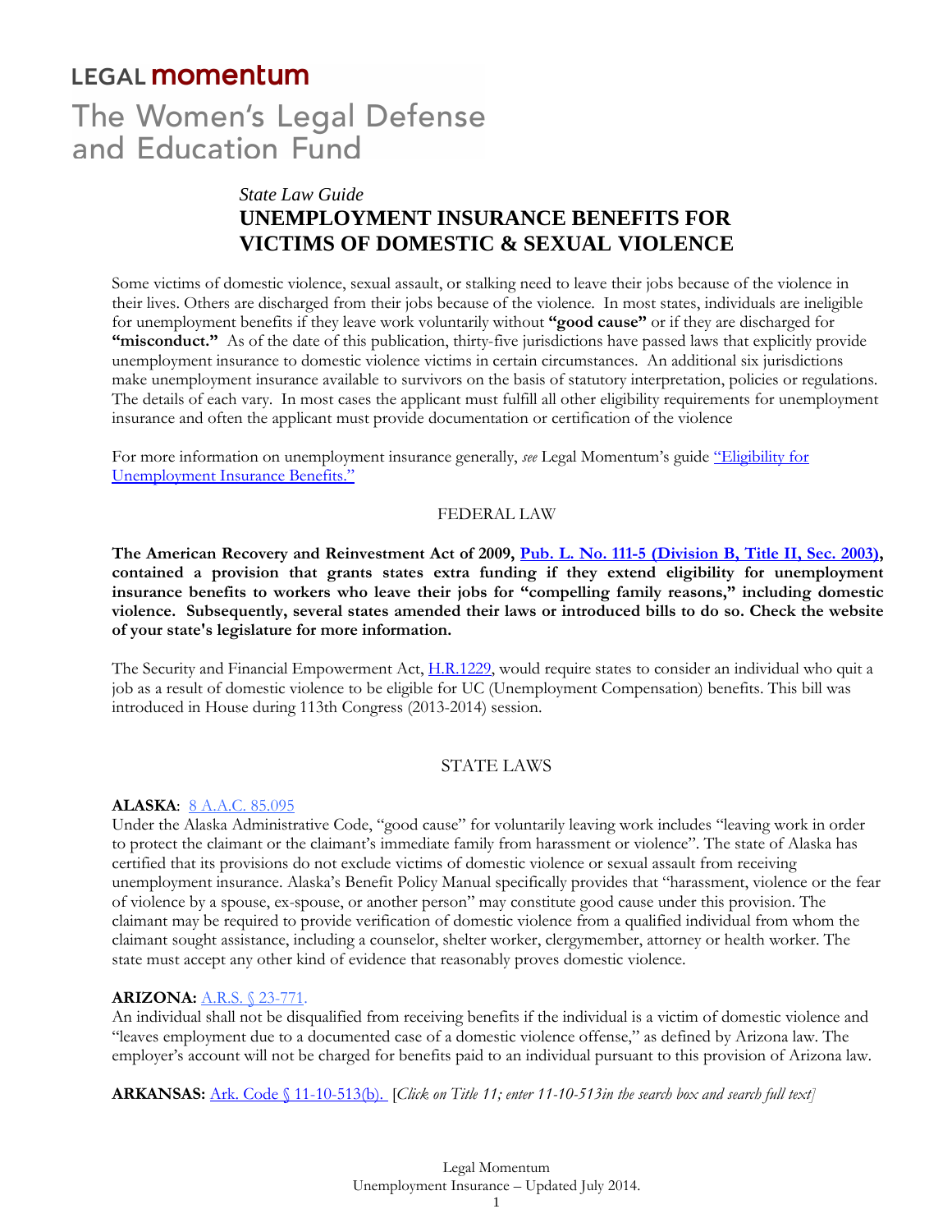LEGAL **momentum**

The Women's Legal Defense and Education Fund

*State Law Guide*

# UNEMPLOYMENT INSURANCE BENEFITS FOR VICTIMS OF DOMESTIC & SEXUAL VIOLENCE

Some victims of domestic violence, sexual assault, or stalking need to leave their jobs because of the violence in their lives. Others are discharged from their jobs because of the violence. In most states, individuals are ineligible for unemployment benefits if they leave work voluntarily without **"good cause"** or if they are discharged for **"misconduct."** As of the date of this publication, thirty-five jurisdictions have passed laws that explicitly provide unemployment insurance to domestic violence victims in certain circumstances. An additional six jurisdictions make unemployment insurance available to survivors on the basis of statutory interpretation, policies or regulations. The details of each vary. In most cases the applicant must fulfill all other eligibility requirements for unemployment insurance and often the applicant must provide documentation or certification of the violence

For more information on unemployment insurance generally, *see* Legal Momentum's guide "Eligibility for Unemployment Insurance Benefits."

## FEDERAL LAW

**The American Recovery and Reinvestment Act of 2009, Pub. L. No. 111-5 (Division B, Title II, Sec. 2003), contained a provision that grants states extra funding if they extend eligibility for unemployment insurance benefits to workers who leave their jobs for "compelling family reasons," including domestic violence. Subsequently, several states amended their laws or introduced bills to do so. Check the website of your state's legislature for more information.**

The Security and Financial Empowerment Act, H.R.1229, would require states to consider an individual who quit a job as a result of domestic violence to be eligible for UC (Unemployment Compensation) benefits. This bill was introduced in House during 113th Congress (2013-2014) session.

## STATE LAWS

**ALASKA**: 8 A.A.C. 85.095

Under the Alaska Administrative Code, "good cause" for voluntarily leaving work includes "leaving work in order to protect the claimant or the claimant's immediate family from harassment or violence". The state of Alaska has certified that its provisions do not exclude victims of domestic violence or sexual assault from receiving unemployment insurance. Alaska's Benefit Policy Manual specifically provides that "harassment, violence or the fear of violence by a spouse, ex-spouse, or another person" may constitute good cause under this provision. The claimant may be required to provide verification of domestic violence from a qualified individual from whom the claimant sought assistance, including a counselor, shelter worker, clergymember, attorney or health worker. The state must accept any other kind of evidence that reasonably proves domestic violence.

**ARIZONA:** A.R.S. § 23-771.

An individual shall not be disqualified from receiving benefits if the individual is a victim of domestic violence and "leaves employment due to a documented case of a domestic violence offense," as defined by Arizona law. The employer's account will not be charged for benefits paid to an individual pursuant to this provision of Arizona law.

**ARKANSAS:** Ark. Code § 11-10-513(b). [*Click on Title 11; enter 11-10-513in the search box and search full text]*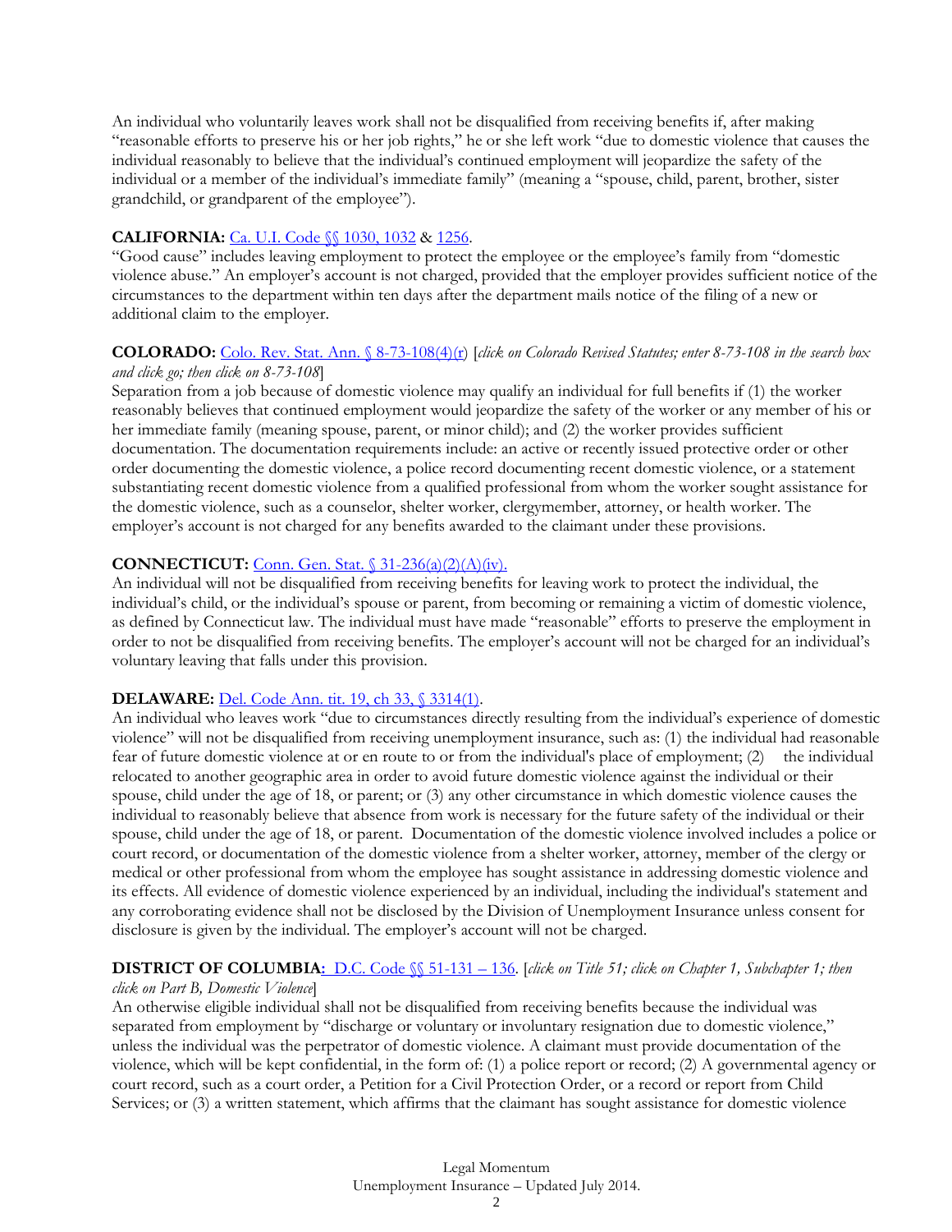An individual who voluntarily leaves work shall not be disqualified from receiving benefits if, after making "reasonable efforts to preserve his or her job rights," he or she left work "due to domestic violence that causes the individual reasonably to believe that the individual's continued employment will jeopardize the safety of the individual or a member of the individual's immediate family" (meaning a "spouse, child, parent, brother, sister grandchild, or grandparent of the employee").

**CALIFORNIA:** [Ca. U.I. Code §§ 1030, 1032](#) & [1256](#).
"Good cause" includes leaving employment to protect the employee or the employee's family from "domestic violence abuse." An employer's account is not charged, provided that the employer provides sufficient notice of the circumstances to the department within ten days after the department mails notice of the filing of a new or additional claim to the employer.

**COLORADO:** [Colo. Rev. Stat. Ann. § 8-73-108(4)(r)](#) [*click on Colorado Revised Statutes; enter 8-73-108 in the search box and click go; then click on 8-73-108*]
Separation from a job because of domestic violence may qualify an individual for full benefits if (1) the worker reasonably believes that continued employment would jeopardize the safety of the worker or any member of his or her immediate family (meaning spouse, parent, or minor child); and (2) the worker provides sufficient documentation. The documentation requirements include: an active or recently issued protective order or other order documenting the domestic violence, a police record documenting recent domestic violence, or a statement substantiating recent domestic violence from a qualified professional from whom the worker sought assistance for the domestic violence, such as a counselor, shelter worker, clergymember, attorney, or health worker. The employer's account is not charged for any benefits awarded to the claimant under these provisions.

**CONNECTICUT:** [Conn. Gen. Stat. § 31-236(a)(2)(A)(iv).](#)
An individual will not be disqualified from receiving benefits for leaving work to protect the individual, the individual's child, or the individual's spouse or parent, from becoming or remaining a victim of domestic violence, as defined by Connecticut law. The individual must have made "reasonable" efforts to preserve the employment in order to not be disqualified from receiving benefits. The employer's account will not be charged for an individual's voluntary leaving that falls under this provision.

**DELAWARE:** [Del. Code Ann. tit. 19, ch 33, § 3314(1)](#).
An individual who leaves work "due to circumstances directly resulting from the individual's experience of domestic violence" will not be disqualified from receiving unemployment insurance, such as: (1) the individual had reasonable fear of future domestic violence at or en route to or from the individual's place of employment; (2) the individual relocated to another geographic area in order to avoid future domestic violence against the individual or their spouse, child under the age of 18, or parent; or (3) any other circumstance in which domestic violence causes the individual to reasonably believe that absence from work is necessary for the future safety of the individual or their spouse, child under the age of 18, or parent. Documentation of the domestic violence involved includes a police or court record, or documentation of the domestic violence from a shelter worker, attorney, member of the clergy or medical or other professional from whom the employee has sought assistance in addressing domestic violence and its effects. All evidence of domestic violence experienced by an individual, including the individual's statement and any corroborating evidence shall not be disclosed by the Division of Unemployment Insurance unless consent for disclosure is given by the individual. The employer's account will not be charged.

**DISTRICT OF COLUMBIA:** [D.C. Code §§ 51-131 – 136](#). [*click on Title 51; click on Chapter 1, Subchapter 1; then click on Part B, Domestic Violence*]
An otherwise eligible individual shall not be disqualified from receiving benefits because the individual was separated from employment by "discharge or voluntary or involuntary resignation due to domestic violence," unless the individual was the perpetrator of domestic violence. A claimant must provide documentation of the violence, which will be kept confidential, in the form of: (1) a police report or record; (2) A governmental agency or court record, such as a court order, a Petition for a Civil Protection Order, or a record or report from Child Services; or (3) a written statement, which affirms that the claimant has sought assistance for domestic violence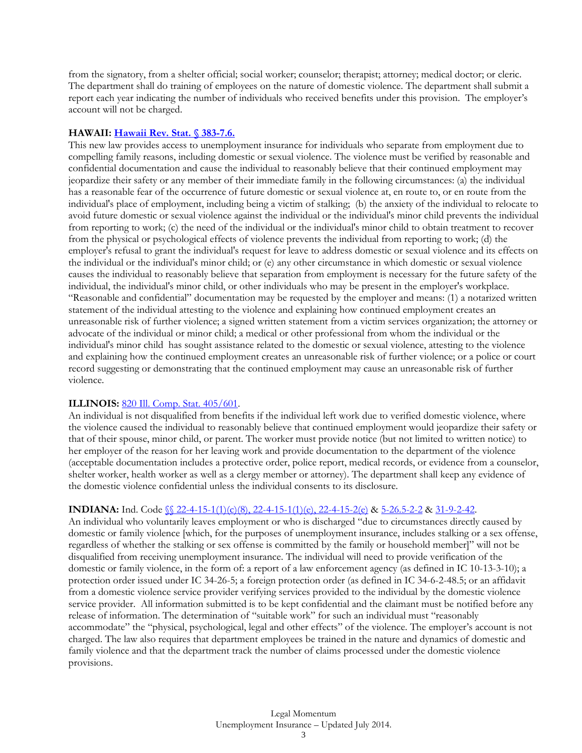from the signatory, from a shelter official; social worker; counselor; therapist; attorney; medical doctor; or cleric. The department shall do training of employees on the nature of domestic violence. The department shall submit a report each year indicating the number of individuals who received benefits under this provision. The employer's account will not be charged.

**HAWAII: [Hawaii Rev. Stat. § 383-7.6.](#)**

This new law provides access to unemployment insurance for individuals who separate from employment due to compelling family reasons, including domestic or sexual violence. The violence must be verified by reasonable and confidential documentation and cause the individual to reasonably believe that their continued employment may jeopardize their safety or any member of their immediate family in the following circumstances: (a) the individual has a reasonable fear of the occurrence of future domestic or sexual violence at, en route to, or en route from the individual's place of employment, including being a victim of stalking; (b) the anxiety of the individual to relocate to avoid future domestic or sexual violence against the individual or the individual's minor child prevents the individual from reporting to work; (c) the need of the individual or the individual's minor child to obtain treatment to recover from the physical or psychological effects of violence prevents the individual from reporting to work; (d) the employer's refusal to grant the individual's request for leave to address domestic or sexual violence and its effects on the individual or the individual's minor child; or (e) any other circumstance in which domestic or sexual violence causes the individual to reasonably believe that separation from employment is necessary for the future safety of the individual, the individual's minor child, or other individuals who may be present in the employer's workplace. "Reasonable and confidential" documentation may be requested by the employer and means: (1) a notarized written statement of the individual attesting to the violence and explaining how continued employment creates an unreasonable risk of further violence; a signed written statement from a victim services organization; the attorney or advocate of the individual or minor child; a medical or other professional from whom the individual or the individual's minor child has sought assistance related to the domestic or sexual violence, attesting to the violence and explaining how the continued employment creates an unreasonable risk of further violence; or a police or court record suggesting or demonstrating that the continued employment may cause an unreasonable risk of further violence.

**ILLINOIS:** [820 Ill. Comp. Stat. 405/601](#).

An individual is not disqualified from benefits if the individual left work due to verified domestic violence, where the violence caused the individual to reasonably believe that continued employment would jeopardize their safety or that of their spouse, minor child, or parent. The worker must provide notice (but not limited to written notice) to her employer of the reason for her leaving work and provide documentation to the department of the violence (acceptable documentation includes a protective order, police report, medical records, or evidence from a counselor, shelter worker, health worker as well as a clergy member or attorney). The department shall keep any evidence of the domestic violence confidential unless the individual consents to its disclosure.

**INDIANA:** Ind. Code [§§ 22-4-15-1(1)(c)(8), 22-4-15-1(1)(e), 22-4-15-2(e)](#) & [5-26.5-2-2](#) & [31-9-2-42](#).

An individual who voluntarily leaves employment or who is discharged "due to circumstances directly caused by domestic or family violence [which, for the purposes of unemployment insurance, includes stalking or a sex offense, regardless of whether the stalking or sex offense is committed by the family or household member]" will not be disqualified from receiving unemployment insurance. The individual will need to provide verification of the domestic or family violence, in the form of: a report of a law enforcement agency (as defined in IC 10-13-3-10); a protection order issued under IC 34-26-5; a foreign protection order (as defined in IC 34-6-2-48.5; or an affidavit from a domestic violence service provider verifying services provided to the individual by the domestic violence service provider. All information submitted is to be kept confidential and the claimant must be notified before any release of information. The determination of "suitable work" for such an individual must "reasonably accommodate" the "physical, psychological, legal and other effects" of the violence. The employer's account is not charged. The law also requires that department employees be trained in the nature and dynamics of domestic and family violence and that the department track the number of claims processed under the domestic violence provisions.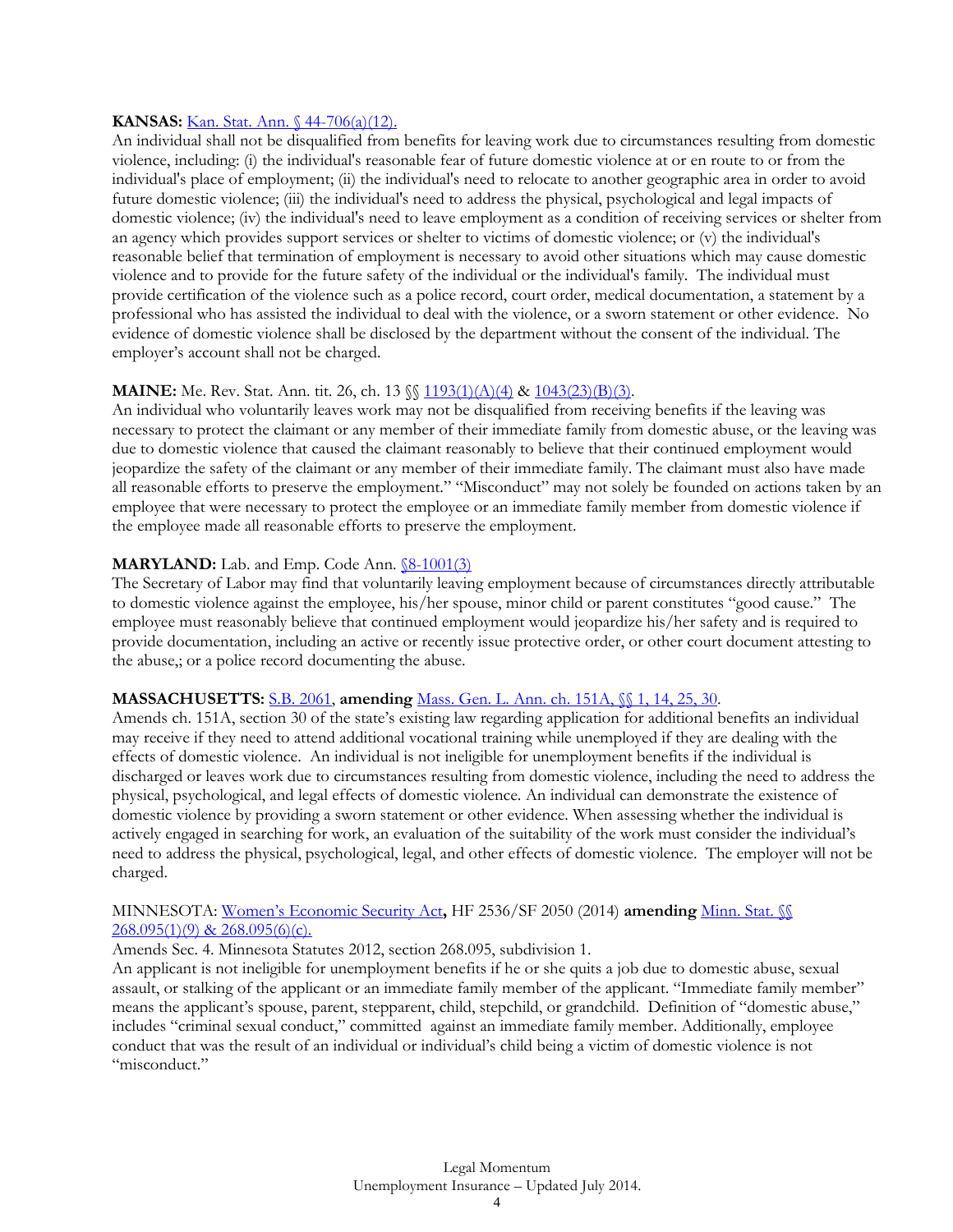**KANSAS:** Kan. Stat. Ann. § 44-706(a)(12).
An individual shall not be disqualified from benefits for leaving work due to circumstances resulting from domestic violence, including: (i) the individual's reasonable fear of future domestic violence at or en route to or from the individual's place of employment; (ii) the individual's need to relocate to another geographic area in order to avoid future domestic violence; (iii) the individual's need to address the physical, psychological and legal impacts of domestic violence; (iv) the individual's need to leave employment as a condition of receiving services or shelter from an agency which provides support services or shelter to victims of domestic violence; or (v) the individual's reasonable belief that termination of employment is necessary to avoid other situations which may cause domestic violence and to provide for the future safety of the individual or the individual's family. The individual must provide certification of the violence such as a police record, court order, medical documentation, a statement by a professional who has assisted the individual to deal with the violence, or a sworn statement or other evidence. No evidence of domestic violence shall be disclosed by the department without the consent of the individual. The employer's account shall not be charged.

**MAINE:** Me. Rev. Stat. Ann. tit. 26, ch. 13 §§ 1193(1)(A)(4) & 1043(23)(B)(3).
An individual who voluntarily leaves work may not be disqualified from receiving benefits if the leaving was necessary to protect the claimant or any member of their immediate family from domestic abuse, or the leaving was due to domestic violence that caused the claimant reasonably to believe that their continued employment would jeopardize the safety of the claimant or any member of their immediate family. The claimant must also have made all reasonable efforts to preserve the employment." "Misconduct" may not solely be founded on actions taken by an employee that were necessary to protect the employee or an immediate family member from domestic violence if the employee made all reasonable efforts to preserve the employment.

**MARYLAND:** Lab. and Emp. Code Ann. §8-1001(3)
The Secretary of Labor may find that voluntarily leaving employment because of circumstances directly attributable to domestic violence against the employee, his/her spouse, minor child or parent constitutes "good cause." The employee must reasonably believe that continued employment would jeopardize his/her safety and is required to provide documentation, including an active or recently issue protective order, or other court document attesting to the abuse,; or a police record documenting the abuse.

**MASSACHUSETTS:** S.B. 2061, **amending** Mass. Gen. L. Ann. ch. 151A, §§ 1, 14, 25, 30.
Amends ch. 151A, section 30 of the state's existing law regarding application for additional benefits an individual may receive if they need to attend additional vocational training while unemployed if they are dealing with the effects of domestic violence. An individual is not ineligible for unemployment benefits if the individual is discharged or leaves work due to circumstances resulting from domestic violence, including the need to address the physical, psychological, and legal effects of domestic violence. An individual can demonstrate the existence of domestic violence by providing a sworn statement or other evidence. When assessing whether the individual is actively engaged in searching for work, an evaluation of the suitability of the work must consider the individual's need to address the physical, psychological, legal, and other effects of domestic violence. The employer will not be charged.

MINNESOTA: Women's Economic Security Act**,** HF 2536/SF 2050 (2014) **amending** Minn. Stat. §§ 268.095(1)(9) & 268.095(6)(c).
Amends Sec. 4. Minnesota Statutes 2012, section 268.095, subdivision 1.
An applicant is not ineligible for unemployment benefits if he or she quits a job due to domestic abuse, sexual assault, or stalking of the applicant or an immediate family member of the applicant. "Immediate family member" means the applicant's spouse, parent, stepparent, child, stepchild, or grandchild. Definition of "domestic abuse," includes "criminal sexual conduct," committed against an immediate family member. Additionally, employee conduct that was the result of an individual or individual's child being a victim of domestic violence is not "misconduct."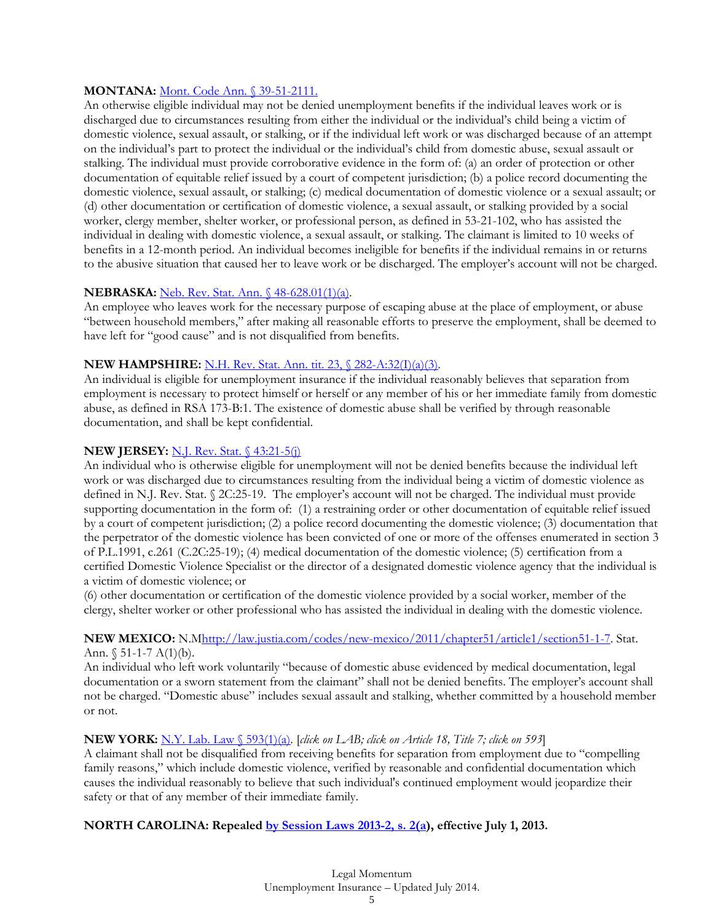**MONTANA:** [Mont. Code Ann. § 39-51-2111.](#)
An otherwise eligible individual may not be denied unemployment benefits if the individual leaves work or is discharged due to circumstances resulting from either the individual or the individual's child being a victim of domestic violence, sexual assault, or stalking, or if the individual left work or was discharged because of an attempt on the individual's part to protect the individual or the individual's child from domestic abuse, sexual assault or stalking. The individual must provide corroborative evidence in the form of: (a) an order of protection or other documentation of equitable relief issued by a court of competent jurisdiction; (b) a police record documenting the domestic violence, sexual assault, or stalking; (c) medical documentation of domestic violence or a sexual assault; or (d) other documentation or certification of domestic violence, a sexual assault, or stalking provided by a social worker, clergy member, shelter worker, or professional person, as defined in 53-21-102, who has assisted the individual in dealing with domestic violence, a sexual assault, or stalking. The claimant is limited to 10 weeks of benefits in a 12-month period. An individual becomes ineligible for benefits if the individual remains in or returns to the abusive situation that caused her to leave work or be discharged. The employer's account will not be charged.

**NEBRASKA:** [Neb. Rev. Stat. Ann. § 48-628.01(1)(a).](#)
An employee who leaves work for the necessary purpose of escaping abuse at the place of employment, or abuse "between household members," after making all reasonable efforts to preserve the employment, shall be deemed to have left for "good cause" and is not disqualified from benefits.

**NEW HAMPSHIRE:** [N.H. Rev. Stat. Ann. tit. 23, § 282-A:32(I)(a)(3).](#)
An individual is eligible for unemployment insurance if the individual reasonably believes that separation from employment is necessary to protect himself or herself or any member of his or her immediate family from domestic abuse, as defined in RSA 173-B:1. The existence of domestic abuse shall be verified by through reasonable documentation, and shall be kept confidential.

**NEW JERSEY:** [N.J. Rev. Stat. § 43:21-5(j)](#)
An individual who is otherwise eligible for unemployment will not be denied benefits because the individual left work or was discharged due to circumstances resulting from the individual being a victim of domestic violence as defined in N.J. Rev. Stat. § 2C:25-19. The employer's account will not be charged. The individual must provide supporting documentation in the form of: (1) a restraining order or other documentation of equitable relief issued by a court of competent jurisdiction; (2) a police record documenting the domestic violence; (3) documentation that the perpetrator of the domestic violence has been convicted of one or more of the offenses enumerated in section 3 of P.L.1991, c.261 (C.2C:25-19); (4) medical documentation of the domestic violence; (5) certification from a certified Domestic Violence Specialist or the director of a designated domestic violence agency that the individual is a victim of domestic violence; or
(6) other documentation or certification of the domestic violence provided by a social worker, member of the clergy, shelter worker or other professional who has assisted the individual in dealing with the domestic violence.

**NEW MEXICO:** N.M[http://law.justia.com/codes/new-mexico/2011/chapter51/article1/section51-1-7](http://law.justia.com/codes/new-mexico/2011/chapter51/article1/section51-1-7). Stat. Ann. § 51-1-7 A(1)(b).
An individual who left work voluntarily "because of domestic abuse evidenced by medical documentation, legal documentation or a sworn statement from the claimant" shall not be denied benefits. The employer's account shall not be charged. "Domestic abuse" includes sexual assault and stalking, whether committed by a household member or not.

**NEW YORK:** [N.Y. Lab. Law § 593(1)(a).](#) [*click on LAB; click on Article 18, Title 7; click on 593*]
A claimant shall not be disqualified from receiving benefits for separation from employment due to "compelling family reasons," which include domestic violence, verified by reasonable and confidential documentation which causes the individual reasonably to believe that such individual's continued employment would jeopardize their safety or that of any member of their immediate family.

**NORTH CAROLINA: Repealed [by Session Laws 2013-2, s. 2(a)](#), effective July 1, 2013.**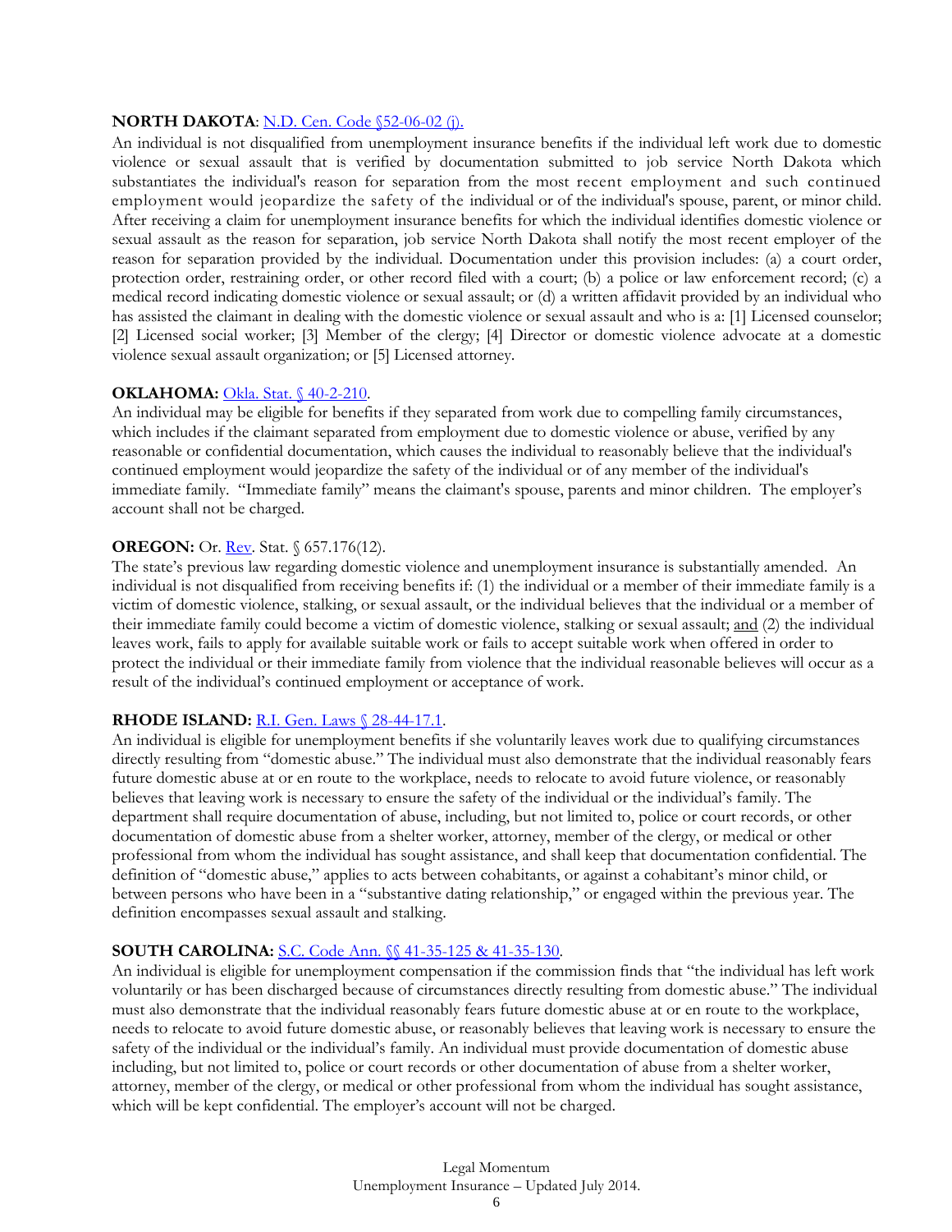**NORTH DAKOTA**: N.D. Cen. Code §52-06-02 (j).

An individual is not disqualified from unemployment insurance benefits if the individual left work due to domestic violence or sexual assault that is verified by documentation submitted to job service North Dakota which substantiates the individual's reason for separation from the most recent employment and such continued employment would jeopardize the safety of the individual or of the individual's spouse, parent, or minor child. After receiving a claim for unemployment insurance benefits for which the individual identifies domestic violence or sexual assault as the reason for separation, job service North Dakota shall notify the most recent employer of the reason for separation provided by the individual. Documentation under this provision includes: (a) a court order, protection order, restraining order, or other record filed with a court; (b) a police or law enforcement record; (c) a medical record indicating domestic violence or sexual assault; or (d) a written affidavit provided by an individual who has assisted the claimant in dealing with the domestic violence or sexual assault and who is a: [1] Licensed counselor; [2] Licensed social worker; [3] Member of the clergy; [4] Director or domestic violence advocate at a domestic violence sexual assault organization; or [5] Licensed attorney.

**OKLAHOMA:** Okla. Stat. § 40-2-210.

An individual may be eligible for benefits if they separated from work due to compelling family circumstances, which includes if the claimant separated from employment due to domestic violence or abuse, verified by any reasonable or confidential documentation, which causes the individual to reasonably believe that the individual's continued employment would jeopardize the safety of the individual or of any member of the individual's immediate family. "Immediate family" means the claimant's spouse, parents and minor children. The employer's account shall not be charged.

**OREGON:** Or. Rev. Stat. § 657.176(12).

The state's previous law regarding domestic violence and unemployment insurance is substantially amended. An individual is not disqualified from receiving benefits if: (1) the individual or a member of their immediate family is a victim of domestic violence, stalking, or sexual assault, or the individual believes that the individual or a member of their immediate family could become a victim of domestic violence, stalking or sexual assault; and (2) the individual leaves work, fails to apply for available suitable work or fails to accept suitable work when offered in order to protect the individual or their immediate family from violence that the individual reasonable believes will occur as a result of the individual's continued employment or acceptance of work.

**RHODE ISLAND:** R.I. Gen. Laws § 28-44-17.1.

An individual is eligible for unemployment benefits if she voluntarily leaves work due to qualifying circumstances directly resulting from "domestic abuse." The individual must also demonstrate that the individual reasonably fears future domestic abuse at or en route to the workplace, needs to relocate to avoid future violence, or reasonably believes that leaving work is necessary to ensure the safety of the individual or the individual's family. The department shall require documentation of abuse, including, but not limited to, police or court records, or other documentation of domestic abuse from a shelter worker, attorney, member of the clergy, or medical or other professional from whom the individual has sought assistance, and shall keep that documentation confidential. The definition of "domestic abuse," applies to acts between cohabitants, or against a cohabitant's minor child, or between persons who have been in a "substantive dating relationship," or engaged within the previous year. The definition encompasses sexual assault and stalking.

**SOUTH CAROLINA:** S.C. Code Ann. §§ 41-35-125 & 41-35-130.

An individual is eligible for unemployment compensation if the commission finds that "the individual has left work voluntarily or has been discharged because of circumstances directly resulting from domestic abuse." The individual must also demonstrate that the individual reasonably fears future domestic abuse at or en route to the workplace, needs to relocate to avoid future domestic abuse, or reasonably believes that leaving work is necessary to ensure the safety of the individual or the individual's family. An individual must provide documentation of domestic abuse including, but not limited to, police or court records or other documentation of abuse from a shelter worker, attorney, member of the clergy, or medical or other professional from whom the individual has sought assistance, which will be kept confidential. The employer's account will not be charged.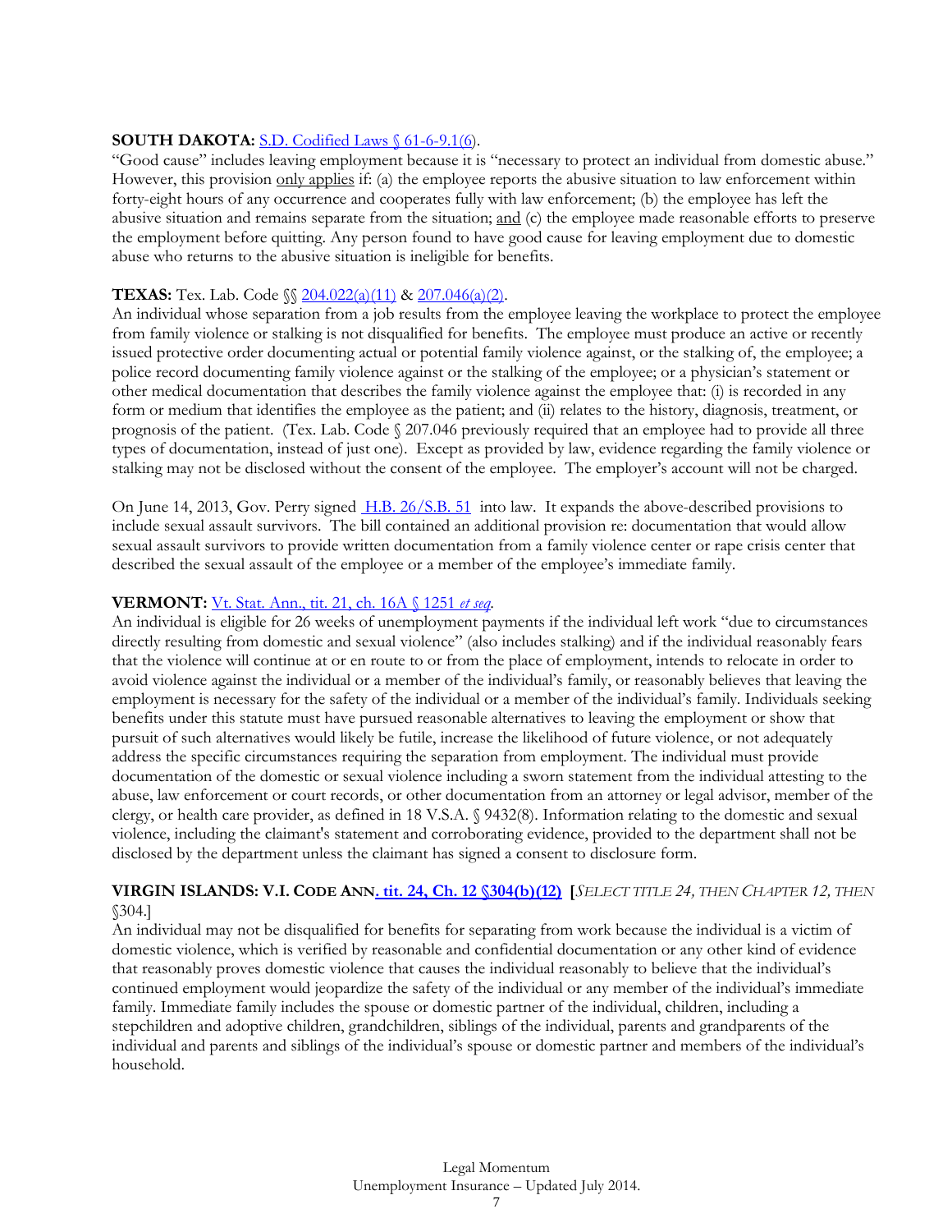**SOUTH DAKOTA:** S.D. Codified Laws § 61-6-9.1(6).
"Good cause" includes leaving employment because it is "necessary to protect an individual from domestic abuse." However, this provision only applies if: (a) the employee reports the abusive situation to law enforcement within forty-eight hours of any occurrence and cooperates fully with law enforcement; (b) the employee has left the abusive situation and remains separate from the situation; and (c) the employee made reasonable efforts to preserve the employment before quitting. Any person found to have good cause for leaving employment due to domestic abuse who returns to the abusive situation is ineligible for benefits.

**TEXAS:** Tex. Lab. Code §§ 204.022(a)(11) & 207.046(a)(2).
An individual whose separation from a job results from the employee leaving the workplace to protect the employee from family violence or stalking is not disqualified for benefits. The employee must produce an active or recently issued protective order documenting actual or potential family violence against, or the stalking of, the employee; a police record documenting family violence against or the stalking of the employee; or a physician's statement or other medical documentation that describes the family violence against the employee that: (i) is recorded in any form or medium that identifies the employee as the patient; and (ii) relates to the history, diagnosis, treatment, or prognosis of the patient. (Tex. Lab. Code § 207.046 previously required that an employee had to provide all three types of documentation, instead of just one). Except as provided by law, evidence regarding the family violence or stalking may not be disclosed without the consent of the employee. The employer's account will not be charged.

On June 14, 2013, Gov. Perry signed H.B. 26/S.B. 51 into law. It expands the above-described provisions to include sexual assault survivors. The bill contained an additional provision re: documentation that would allow sexual assault survivors to provide written documentation from a family violence center or rape crisis center that described the sexual assault of the employee or a member of the employee's immediate family.

**VERMONT:** Vt. Stat. Ann., tit. 21, ch. 16A § 1251 *et seq*.
An individual is eligible for 26 weeks of unemployment payments if the individual left work "due to circumstances directly resulting from domestic and sexual violence" (also includes stalking) and if the individual reasonably fears that the violence will continue at or en route to or from the place of employment, intends to relocate in order to avoid violence against the individual or a member of the individual's family, or reasonably believes that leaving the employment is necessary for the safety of the individual or a member of the individual's family. Individuals seeking benefits under this statute must have pursued reasonable alternatives to leaving the employment or show that pursuit of such alternatives would likely be futile, increase the likelihood of future violence, or not adequately address the specific circumstances requiring the separation from employment. The individual must provide documentation of the domestic or sexual violence including a sworn statement from the individual attesting to the abuse, law enforcement or court records, or other documentation from an attorney or legal advisor, member of the clergy, or health care provider, as defined in 18 V.S.A. § 9432(8). Information relating to the domestic and sexual violence, including the claimant's statement and corroborating evidence, provided to the department shall not be disclosed by the department unless the claimant has signed a consent to disclosure form.

**VIRGIN ISLANDS: V.I. CODE ANN. tit. 24, Ch. 12 §304(b)(12)** [*SELECT TITLE 24, THEN CHAPTER 12, THEN* §304.]
An individual may not be disqualified for benefits for separating from work because the individual is a victim of domestic violence, which is verified by reasonable and confidential documentation or any other kind of evidence that reasonably proves domestic violence that causes the individual reasonably to believe that the individual's continued employment would jeopardize the safety of the individual or any member of the individual's immediate family. Immediate family includes the spouse or domestic partner of the individual, children, including a stepchildren and adoptive children, grandchildren, siblings of the individual, parents and grandparents of the individual and parents and siblings of the individual's spouse or domestic partner and members of the individual's household.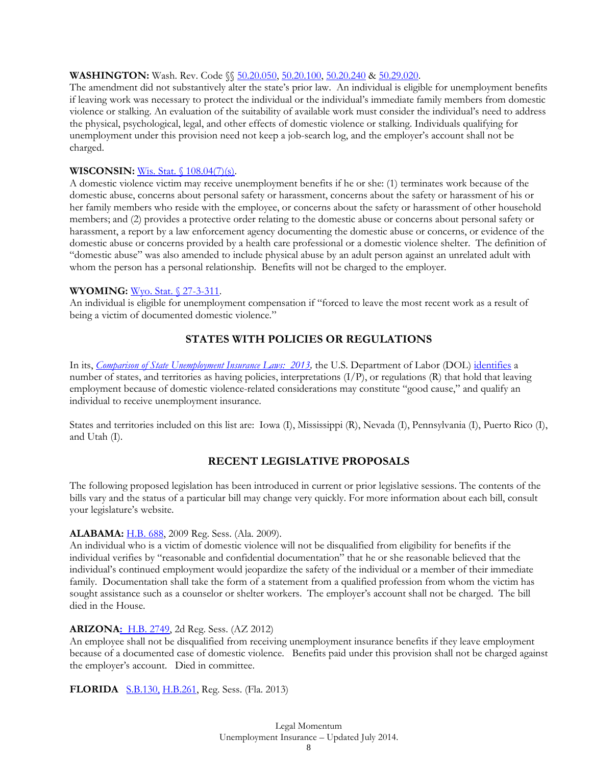**WASHINGTON:** Wash. Rev. Code §§ 50.20.050, 50.20.100, 50.20.240 & 50.29.020.
The amendment did not substantively alter the state's prior law. An individual is eligible for unemployment benefits if leaving work was necessary to protect the individual or the individual's immediate family members from domestic violence or stalking. An evaluation of the suitability of available work must consider the individual's need to address the physical, psychological, legal, and other effects of domestic violence or stalking. Individuals qualifying for unemployment under this provision need not keep a job-search log, and the employer's account shall not be charged.

**WISCONSIN:** Wis. Stat. § 108.04(7)(s).
A domestic violence victim may receive unemployment benefits if he or she: (1) terminates work because of the domestic abuse, concerns about personal safety or harassment, concerns about the safety or harassment of his or her family members who reside with the employee, or concerns about the safety or harassment of other household members; and (2) provides a protective order relating to the domestic abuse or concerns about personal safety or harassment, a report by a law enforcement agency documenting the domestic abuse or concerns, or evidence of the domestic abuse or concerns provided by a health care professional or a domestic violence shelter. The definition of "domestic abuse" was also amended to include physical abuse by an adult person against an unrelated adult with whom the person has a personal relationship. Benefits will not be charged to the employer.

**WYOMING:** Wyo. Stat. § 27-3-311.
An individual is eligible for unemployment compensation if "forced to leave the most recent work as a result of being a victim of documented domestic violence."

## STATES WITH POLICIES OR REGULATIONS

In its, *Comparison of State Unemployment Insurance Laws: 2013,* the U.S. Department of Labor (DOL) identifies a number of states, and territories as having policies, interpretations (I/P), or regulations (R) that hold that leaving employment because of domestic violence-related considerations may constitute "good cause," and qualify an individual to receive unemployment insurance.

States and territories included on this list are: Iowa (I), Mississippi (R), Nevada (I), Pennsylvania (I), Puerto Rico (I), and Utah (I).

## RECENT LEGISLATIVE PROPOSALS

The following proposed legislation has been introduced in current or prior legislative sessions. The contents of the bills vary and the status of a particular bill may change very quickly. For more information about each bill, consult your legislature's website.

**ALABAMA:** H.B. 688, 2009 Reg. Sess. (Ala. 2009).
An individual who is a victim of domestic violence will not be disqualified from eligibility for benefits if the individual verifies by "reasonable and confidential documentation" that he or she reasonable believed that the individual's continued employment would jeopardize the safety of the individual or a member of their immediate family. Documentation shall take the form of a statement from a qualified profession from whom the victim has sought assistance such as a counselor or shelter workers. The employer's account shall not be charged. The bill died in the House.

**ARIZONA:** H.B. 2749, 2d Reg. Sess. (AZ 2012)
An employee shall not be disqualified from receiving unemployment insurance benefits if they leave employment because of a documented case of domestic violence. Benefits paid under this provision shall not be charged against the employer's account. Died in committee.

**FLORIDA** S.B.130, H.B.261, Reg. Sess. (Fla. 2013)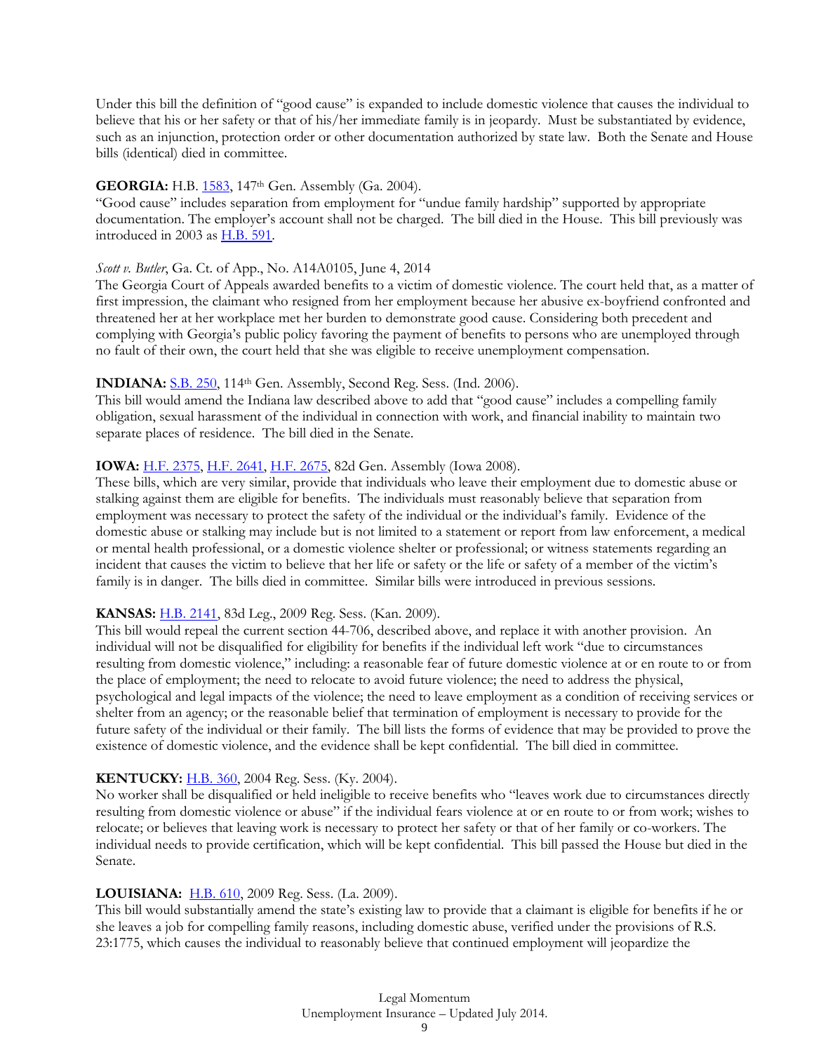Under this bill the definition of "good cause" is expanded to include domestic violence that causes the individual to believe that his or her safety or that of his/her immediate family is in jeopardy. Must be substantiated by evidence, such as an injunction, protection order or other documentation authorized by state law. Both the Senate and House bills (identical) died in committee.

**GEORGIA:** H.B. 1583, 147th Gen. Assembly (Ga. 2004).
"Good cause" includes separation from employment for "undue family hardship" supported by appropriate documentation. The employer's account shall not be charged. The bill died in the House. This bill previously was introduced in 2003 as H.B. 591.

*Scott v. Butler*, Ga. Ct. of App., No. A14A0105, June 4, 2014
The Georgia Court of Appeals awarded benefits to a victim of domestic violence. The court held that, as a matter of first impression, the claimant who resigned from her employment because her abusive ex-boyfriend confronted and threatened her at her workplace met her burden to demonstrate good cause. Considering both precedent and complying with Georgia's public policy favoring the payment of benefits to persons who are unemployed through no fault of their own, the court held that she was eligible to receive unemployment compensation.

**INDIANA:** S.B. 250, 114th Gen. Assembly, Second Reg. Sess. (Ind. 2006).
This bill would amend the Indiana law described above to add that "good cause" includes a compelling family obligation, sexual harassment of the individual in connection with work, and financial inability to maintain two separate places of residence. The bill died in the Senate.

**IOWA:** H.F. 2375, H.F. 2641, H.F. 2675, 82d Gen. Assembly (Iowa 2008).
These bills, which are very similar, provide that individuals who leave their employment due to domestic abuse or stalking against them are eligible for benefits. The individuals must reasonably believe that separation from employment was necessary to protect the safety of the individual or the individual's family. Evidence of the domestic abuse or stalking may include but is not limited to a statement or report from law enforcement, a medical or mental health professional, or a domestic violence shelter or professional; or witness statements regarding an incident that causes the victim to believe that her life or safety or the life or safety of a member of the victim's family is in danger. The bills died in committee. Similar bills were introduced in previous sessions.

**KANSAS:** H.B. 2141, 83d Leg., 2009 Reg. Sess. (Kan. 2009).
This bill would repeal the current section 44-706, described above, and replace it with another provision. An individual will not be disqualified for eligibility for benefits if the individual left work "due to circumstances resulting from domestic violence," including: a reasonable fear of future domestic violence at or en route to or from the place of employment; the need to relocate to avoid future violence; the need to address the physical, psychological and legal impacts of the violence; the need to leave employment as a condition of receiving services or shelter from an agency; or the reasonable belief that termination of employment is necessary to provide for the future safety of the individual or their family. The bill lists the forms of evidence that may be provided to prove the existence of domestic violence, and the evidence shall be kept confidential. The bill died in committee.

**KENTUCKY:** H.B. 360, 2004 Reg. Sess. (Ky. 2004).
No worker shall be disqualified or held ineligible to receive benefits who "leaves work due to circumstances directly resulting from domestic violence or abuse" if the individual fears violence at or en route to or from work; wishes to relocate; or believes that leaving work is necessary to protect her safety or that of her family or co-workers. The individual needs to provide certification, which will be kept confidential. This bill passed the House but died in the Senate.

**LOUISIANA:** H.B. 610, 2009 Reg. Sess. (La. 2009).
This bill would substantially amend the state's existing law to provide that a claimant is eligible for benefits if he or she leaves a job for compelling family reasons, including domestic abuse, verified under the provisions of R.S. 23:1775, which causes the individual to reasonably believe that continued employment will jeopardize the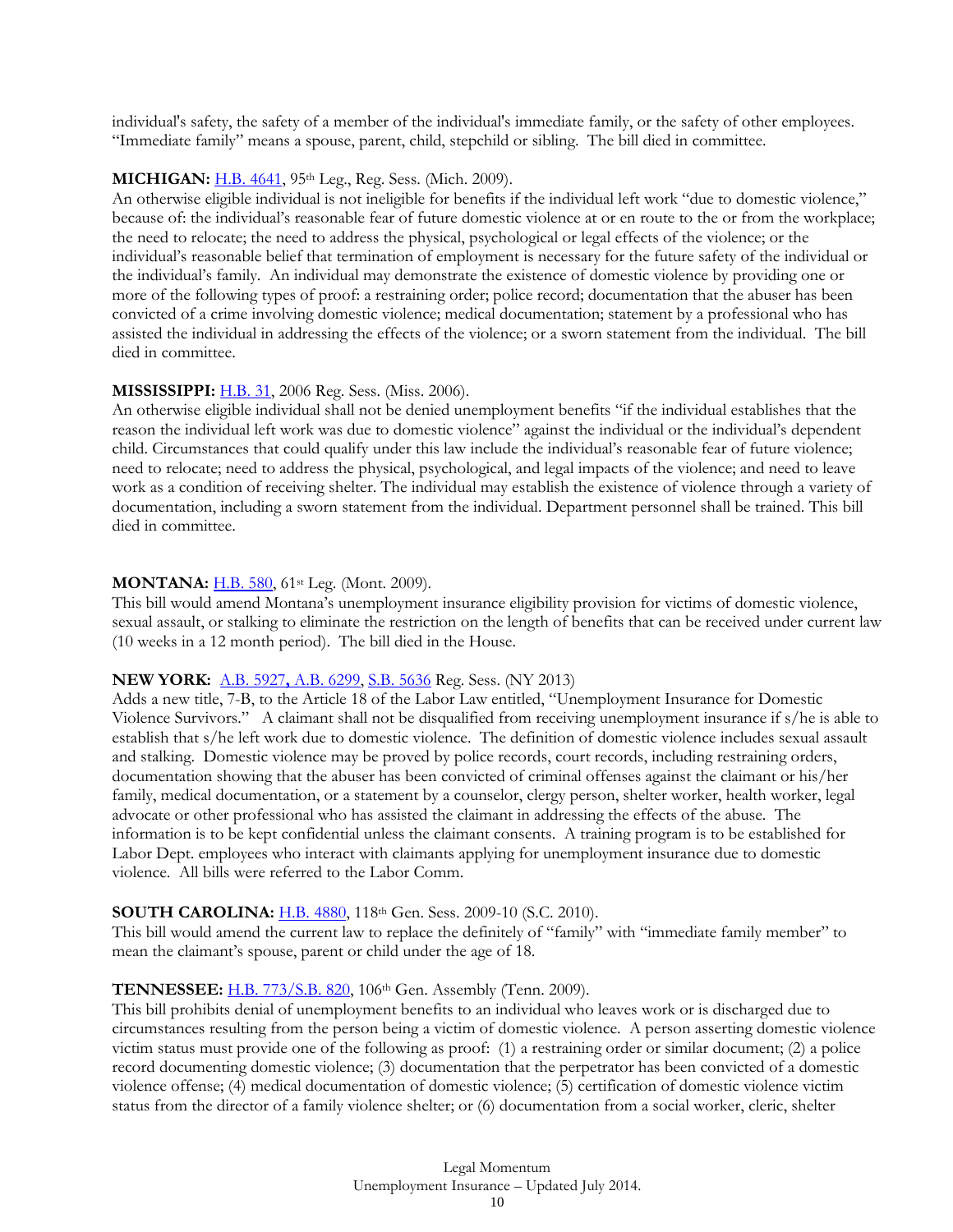individual's safety, the safety of a member of the individual's immediate family, or the safety of other employees. "Immediate family" means a spouse, parent, child, stepchild or sibling. The bill died in committee.

**MICHIGAN:** H.B. 4641, 95th Leg., Reg. Sess. (Mich. 2009).
An otherwise eligible individual is not ineligible for benefits if the individual left work "due to domestic violence," because of: the individual's reasonable fear of future domestic violence at or en route to the or from the workplace; the need to relocate; the need to address the physical, psychological or legal effects of the violence; or the individual's reasonable belief that termination of employment is necessary for the future safety of the individual or the individual's family. An individual may demonstrate the existence of domestic violence by providing one or more of the following types of proof: a restraining order; police record; documentation that the abuser has been convicted of a crime involving domestic violence; medical documentation; statement by a professional who has assisted the individual in addressing the effects of the violence; or a sworn statement from the individual. The bill died in committee.

**MISSISSIPPI:** H.B. 31, 2006 Reg. Sess. (Miss. 2006).
An otherwise eligible individual shall not be denied unemployment benefits "if the individual establishes that the reason the individual left work was due to domestic violence" against the individual or the individual's dependent child. Circumstances that could qualify under this law include the individual's reasonable fear of future violence; need to relocate; need to address the physical, psychological, and legal impacts of the violence; and need to leave work as a condition of receiving shelter. The individual may establish the existence of violence through a variety of documentation, including a sworn statement from the individual. Department personnel shall be trained. This bill died in committee.

**MONTANA:** H.B. 580, 61st Leg. (Mont. 2009).
This bill would amend Montana's unemployment insurance eligibility provision for victims of domestic violence, sexual assault, or stalking to eliminate the restriction on the length of benefits that can be received under current law (10 weeks in a 12 month period). The bill died in the House.

**NEW YORK:** A.B. 5927, A.B. 6299, S.B. 5636 Reg. Sess. (NY 2013)
Adds a new title, 7-B, to the Article 18 of the Labor Law entitled, "Unemployment Insurance for Domestic Violence Survivors." A claimant shall not be disqualified from receiving unemployment insurance if s/he is able to establish that s/he left work due to domestic violence. The definition of domestic violence includes sexual assault and stalking. Domestic violence may be proved by police records, court records, including restraining orders, documentation showing that the abuser has been convicted of criminal offenses against the claimant or his/her family, medical documentation, or a statement by a counselor, clergy person, shelter worker, health worker, legal advocate or other professional who has assisted the claimant in addressing the effects of the abuse. The information is to be kept confidential unless the claimant consents. A training program is to be established for Labor Dept. employees who interact with claimants applying for unemployment insurance due to domestic violence. All bills were referred to the Labor Comm.

**SOUTH CAROLINA:** H.B. 4880, 118th Gen. Sess. 2009-10 (S.C. 2010).
This bill would amend the current law to replace the definitely of "family" with "immediate family member" to mean the claimant's spouse, parent or child under the age of 18.

**TENNESSEE:** H.B. 773/S.B. 820, 106th Gen. Assembly (Tenn. 2009).
This bill prohibits denial of unemployment benefits to an individual who leaves work or is discharged due to circumstances resulting from the person being a victim of domestic violence. A person asserting domestic violence victim status must provide one of the following as proof: (1) a restraining order or similar document; (2) a police record documenting domestic violence; (3) documentation that the perpetrator has been convicted of a domestic violence offense; (4) medical documentation of domestic violence; (5) certification of domestic violence victim status from the director of a family violence shelter; or (6) documentation from a social worker, cleric, shelter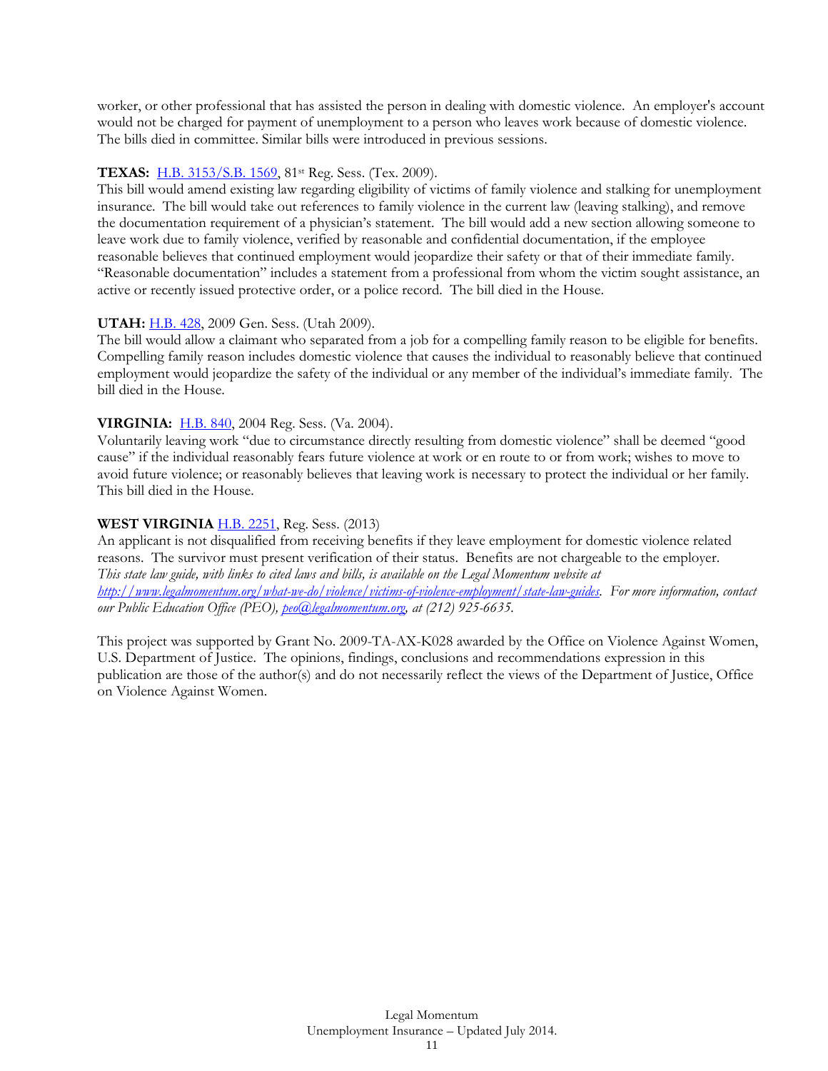worker, or other professional that has assisted the person in dealing with domestic violence. An employer's account would not be charged for payment of unemployment to a person who leaves work because of domestic violence. The bills died in committee. Similar bills were introduced in previous sessions.

**TEXAS:** [H.B. 3153/S.B. 1569](), 81st Reg. Sess. (Tex. 2009).
This bill would amend existing law regarding eligibility of victims of family violence and stalking for unemployment insurance. The bill would take out references to family violence in the current law (leaving stalking), and remove the documentation requirement of a physician's statement. The bill would add a new section allowing someone to leave work due to family violence, verified by reasonable and confidential documentation, if the employee reasonable believes that continued employment would jeopardize their safety or that of their immediate family. "Reasonable documentation" includes a statement from a professional from whom the victim sought assistance, an active or recently issued protective order, or a police record. The bill died in the House.

**UTAH:** [H.B. 428](), 2009 Gen. Sess. (Utah 2009).
The bill would allow a claimant who separated from a job for a compelling family reason to be eligible for benefits. Compelling family reason includes domestic violence that causes the individual to reasonably believe that continued employment would jeopardize the safety of the individual or any member of the individual's immediate family. The bill died in the House.

**VIRGINIA:** [H.B. 840](), 2004 Reg. Sess. (Va. 2004).
Voluntarily leaving work "due to circumstance directly resulting from domestic violence" shall be deemed "good cause" if the individual reasonably fears future violence at work or en route to or from work; wishes to move to avoid future violence; or reasonably believes that leaving work is necessary to protect the individual or her family. This bill died in the House.

**WEST VIRGINIA** [H.B. 2251](), Reg. Sess. (2013)
An applicant is not disqualified from receiving benefits if they leave employment for domestic violence related reasons. The survivor must present verification of their status. Benefits are not chargeable to the employer.
*This state law guide, with links to cited laws and bills, is available on the Legal Momentum website at [http://www.legalmomentum.org/what-we-do/violence/victims-of-violence-employment/state-law-guides](http://www.legalmomentum.org/what-we-do/violence/victims-of-violence-employment/state-law-guides). For more information, contact our Public Education Office (PEO), [peo@legalmomentum.org](mailto:peo@legalmomentum.org), at (212) 925-6635.*

This project was supported by Grant No. 2009-TA-AX-K028 awarded by the Office on Violence Against Women, U.S. Department of Justice. The opinions, findings, conclusions and recommendations expression in this publication are those of the author(s) and do not necessarily reflect the views of the Department of Justice, Office on Violence Against Women.